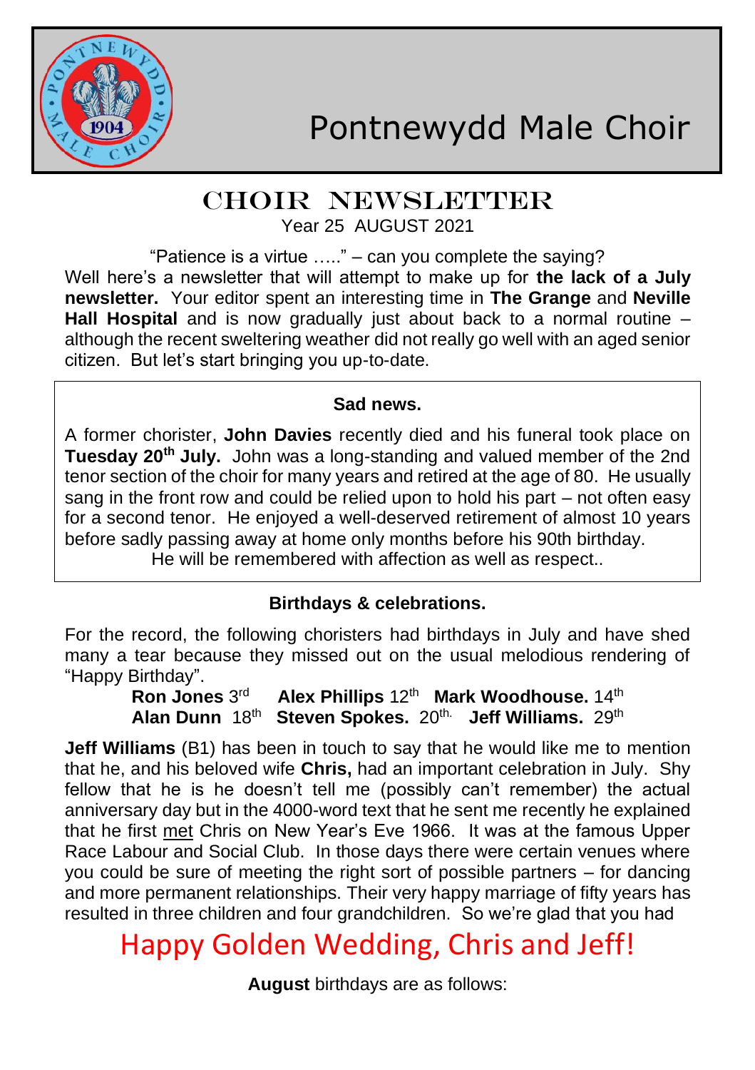# Pontnewydd Male Choir

## CHOIR NEWSLETTER

Year 25 AUGUST 2021

"Patience is a virtue ….." – can you complete the saying?

Well here's a newsletter that will attempt to make up for **the lack of a July newsletter.** Your editor spent an interesting time in **The Grange** and **Neville Hall Hospital** and is now gradually just about back to a normal routine – although the recent sweltering weather did not really go well with an aged senior citizen. But let's start bringing you up-to-date.

### Sad news.

A former chorister, **John Davies** recently died and his funeral took place on **Tuesday 20th July.** John was a long-standing and valued member of the 2nd tenor section of the choir for many years and retired at the age of 80. He usually sang in the front row and could be relied upon to hold his part – not often easy for a second tenor. He enjoyed a well-deserved retirement of almost 10 years before sadly passing away at home only months before his 90th birthday.

He will be remembered with affection as well as respect..

### Birthdays & celebrations.

For the record, the following choristers had birthdays in July and have shed many a tear because they missed out on the usual melodious rendering of "Happy Birthday".

**Ron Jones** 3rd **Alex Phillips** 12th **Mark Woodhouse.** 14th
**Alan Dunn** 18th **Steven Spokes.** 20th. **Jeff Williams.** 29th

**Jeff Williams** (B1) has been in touch to say that he would like me to mention that he, and his beloved wife **Chris,** had an important celebration in July. Shy fellow that he is he doesn't tell me (possibly can't remember) the actual anniversary day but in the 4000-word text that he sent me recently he explained that he first met Chris on New Year's Eve 1966. It was at the famous Upper Race Labour and Social Club. In those days there were certain venues where you could be sure of meeting the right sort of possible partners – for dancing and more permanent relationships. Their very happy marriage of fifty years has resulted in three children and four grandchildren. So we're glad that you had

## Happy Golden Wedding, Chris and Jeff!

**August** birthdays are as follows: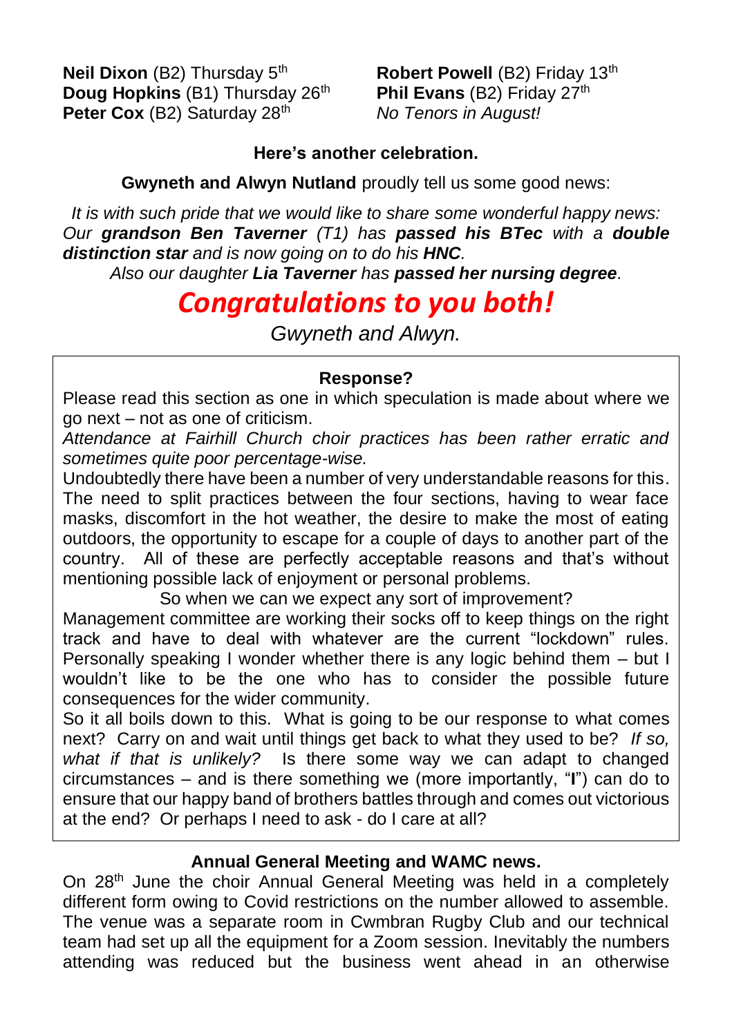**Neil Dixon** (B2) Thursday 5th
**Doug Hopkins** (B1) Thursday 26th
**Peter Cox** (B2) Saturday 28th

**Robert Powell** (B2) Friday 13th
**Phil Evans** (B2) Friday 27th
*No Tenors in August!*

**Here's another celebration.**

**Gwyneth and Alwyn Nutland** proudly tell us some good news:

*It is with such pride that we would like to share some wonderful happy news: Our **grandson Ben Taverner** (T1) has **passed his BTec** with a **double distinction star** and is now going on to do his **HNC**.*

*Also our daughter **Lia Taverner** has **passed her nursing degree**.*

***Congratulations to you both!***

*Gwyneth and Alwyn.*

**Response?**

Please read this section as one in which speculation is made about where we go next – not as one of criticism.

*Attendance at Fairhill Church choir practices has been rather erratic and sometimes quite poor percentage-wise.*

Undoubtedly there have been a number of very understandable reasons for this. The need to split practices between the four sections, having to wear face masks, discomfort in the hot weather, the desire to make the most of eating outdoors, the opportunity to escape for a couple of days to another part of the country. All of these are perfectly acceptable reasons and that's without mentioning possible lack of enjoyment or personal problems.

So when we can we expect any sort of improvement?

Management committee are working their socks off to keep things on the right track and have to deal with whatever are the current "lockdown" rules. Personally speaking I wonder whether there is any logic behind them – but I wouldn't like to be the one who has to consider the possible future consequences for the wider community.

So it all boils down to this. What is going to be our response to what comes next? Carry on and wait until things get back to what they used to be? *If so, what if that is unlikely?* Is there some way we can adapt to changed circumstances – and is there something we (more importantly, "**I**") can do to ensure that our happy band of brothers battles through and comes out victorious at the end? Or perhaps I need to ask - do I care at all?

**Annual General Meeting and WAMC news.**

On 28th June the choir Annual General Meeting was held in a completely different form owing to Covid restrictions on the number allowed to assemble. The venue was a separate room in Cwmbran Rugby Club and our technical team had set up all the equipment for a Zoom session. Inevitably the numbers attending was reduced but the business went ahead in an otherwise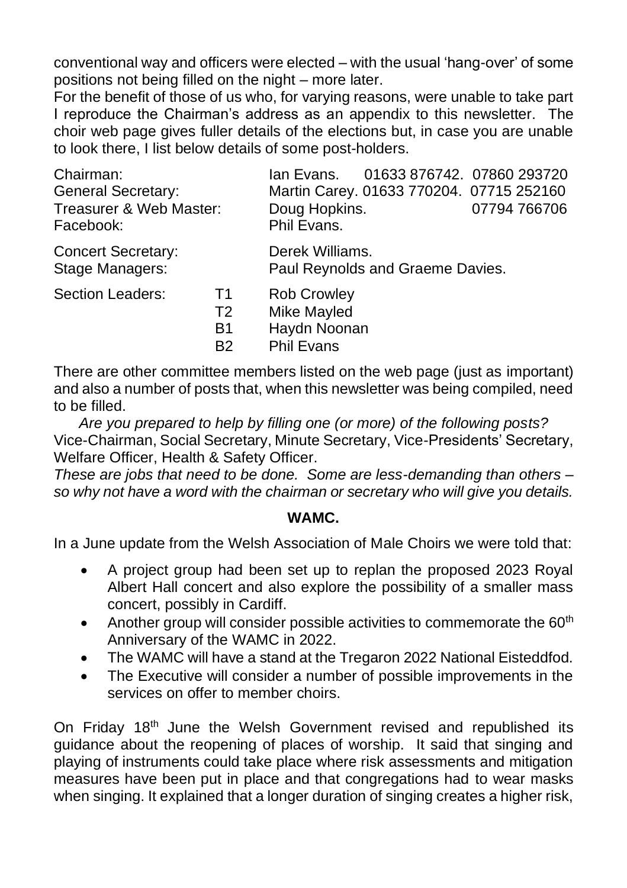conventional way and officers were elected – with the usual 'hang-over' of some positions not being filled on the night – more later.

For the benefit of those of us who, for varying reasons, were unable to take part I reproduce the Chairman's address as an appendix to this newsletter. The choir web page gives fuller details of the elections but, in case you are unable to look there, I list below details of some post-holders.

| | | | | |
|---|---|---|---|---|
| Chairman: | | Ian Evans. | 01633 876742. | 07860 293720 |
| General Secretary: | | Martin Carey. | 01633 770204. | 07715 252160 |
| Treasurer & Web Master: | | Doug Hopkins. | | 07794 766706 |
| Facebook: | | Phil Evans. | | |
| Concert Secretary: | | Derek Williams. | | |
| Stage Managers: | | Paul Reynolds and Graeme Davies. | | |
| Section Leaders: | T1 | Rob Crowley | | |
| | T2 | Mike Mayled | | |
| | B1 | Haydn Noonan | | |
| | B2 | Phil Evans | | |

There are other committee members listed on the web page (just as important) and also a number of posts that, when this newsletter was being compiled, need to be filled.

*Are you prepared to help by filling one (or more) of the following posts?*
Vice-Chairman, Social Secretary, Minute Secretary, Vice-Presidents' Secretary, Welfare Officer, Health & Safety Officer.

*These are jobs that need to be done. Some are less-demanding than others – so why not have a word with the chairman or secretary who will give you details.*

**WAMC.**

In a June update from the Welsh Association of Male Choirs we were told that:

- A project group had been set up to replan the proposed 2023 Royal Albert Hall concert and also explore the possibility of a smaller mass concert, possibly in Cardiff.
- Another group will consider possible activities to commemorate the 60th Anniversary of the WAMC in 2022.
- The WAMC will have a stand at the Tregaron 2022 National Eisteddfod.
- The Executive will consider a number of possible improvements in the services on offer to member choirs.

On Friday 18th June the Welsh Government revised and republished its guidance about the reopening of places of worship. It said that singing and playing of instruments could take place where risk assessments and mitigation measures have been put in place and that congregations had to wear masks when singing. It explained that a longer duration of singing creates a higher risk,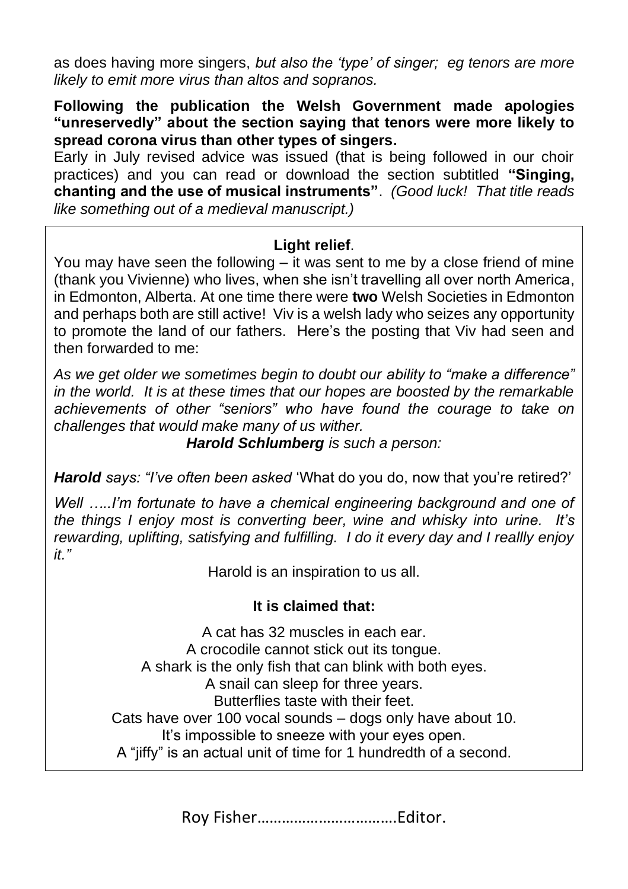as does having more singers, *but also the 'type' of singer; eg tenors are more likely to emit more virus than altos and sopranos.*

**Following the publication the Welsh Government made apologies "unreservedly" about the section saying that tenors were more likely to spread corona virus than other types of singers.**

Early in July revised advice was issued (that is being followed in our choir practices) and you can read or download the section subtitled **"Singing, chanting and the use of musical instruments"**. *(Good luck! That title reads like something out of a medieval manuscript.)*

### Light relief.

You may have seen the following – it was sent to me by a close friend of mine (thank you Vivienne) who lives, when she isn't travelling all over north America, in Edmonton, Alberta. At one time there were **two** Welsh Societies in Edmonton and perhaps both are still active! Viv is a welsh lady who seizes any opportunity to promote the land of our fathers. Here's the posting that Viv had seen and then forwarded to me:

*As we get older we sometimes begin to doubt our ability to "make a difference" in the world. It is at these times that our hopes are boosted by the remarkable achievements of other "seniors" who have found the courage to take on challenges that would make many of us wither.*

***Harold Schlumberg** is such a person:*

***Harold** says: "I've often been asked* 'What do you do, now that you're retired?'

*Well …..I'm fortunate to have a chemical engineering background and one of the things I enjoy most is converting beer, wine and whisky into urine. It's rewarding, uplifting, satisfying and fulfilling. I do it every day and I reallly enjoy it."*

Harold is an inspiration to us all.

### It is claimed that:

A cat has 32 muscles in each ear.
A crocodile cannot stick out its tongue.
A shark is the only fish that can blink with both eyes.
A snail can sleep for three years.
Butterflies taste with their feet.
Cats have over 100 vocal sounds – dogs only have about 10.
It's impossible to sneeze with your eyes open.
A "jiffy" is an actual unit of time for 1 hundredth of a second.

Roy Fisher……………………………Editor.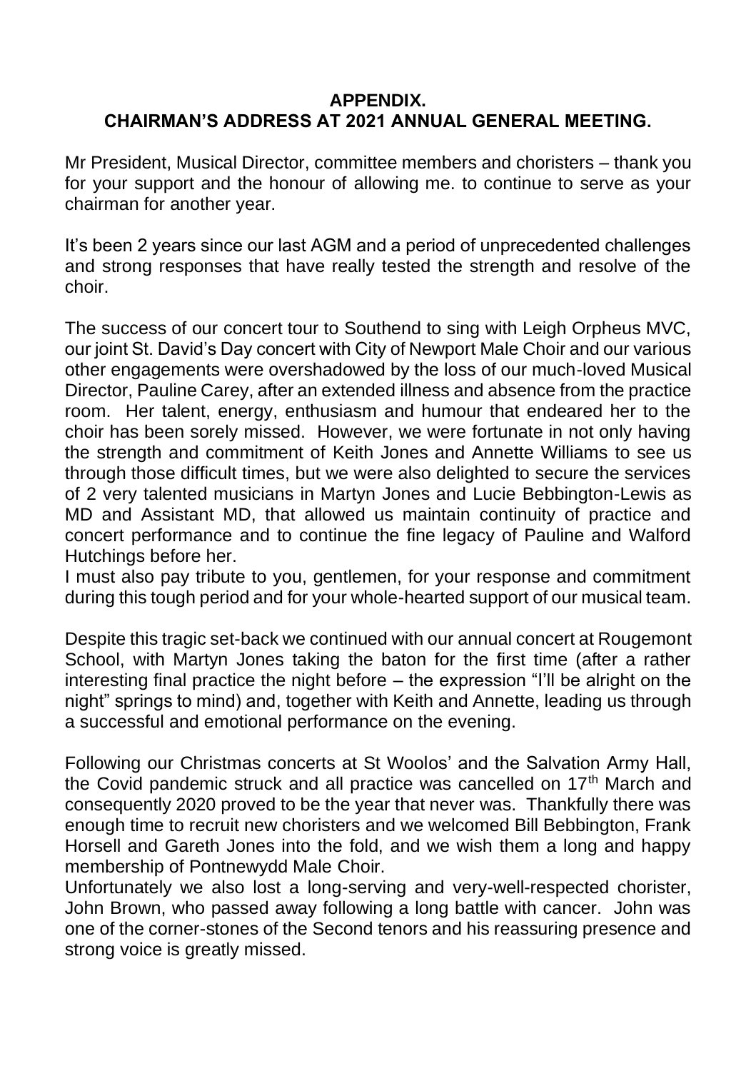**APPENDIX.**
**CHAIRMAN'S ADDRESS AT 2021 ANNUAL GENERAL MEETING.**

Mr President, Musical Director, committee members and choristers – thank you for your support and the honour of allowing me. to continue to serve as your chairman for another year.

It's been 2 years since our last AGM and a period of unprecedented challenges and strong responses that have really tested the strength and resolve of the choir.

The success of our concert tour to Southend to sing with Leigh Orpheus MVC, our joint St. David's Day concert with City of Newport Male Choir and our various other engagements were overshadowed by the loss of our much-loved Musical Director, Pauline Carey, after an extended illness and absence from the practice room. Her talent, energy, enthusiasm and humour that endeared her to the choir has been sorely missed. However, we were fortunate in not only having the strength and commitment of Keith Jones and Annette Williams to see us through those difficult times, but we were also delighted to secure the services of 2 very talented musicians in Martyn Jones and Lucie Bebbington-Lewis as MD and Assistant MD, that allowed us maintain continuity of practice and concert performance and to continue the fine legacy of Pauline and Walford Hutchings before her.
I must also pay tribute to you, gentlemen, for your response and commitment during this tough period and for your whole-hearted support of our musical team.

Despite this tragic set-back we continued with our annual concert at Rougemont School, with Martyn Jones taking the baton for the first time (after a rather interesting final practice the night before – the expression "I'll be alright on the night" springs to mind) and, together with Keith and Annette, leading us through a successful and emotional performance on the evening.

Following our Christmas concerts at St Woolos' and the Salvation Army Hall, the Covid pandemic struck and all practice was cancelled on 17th March and consequently 2020 proved to be the year that never was. Thankfully there was enough time to recruit new choristers and we welcomed Bill Bebbington, Frank Horsell and Gareth Jones into the fold, and we wish them a long and happy membership of Pontnewydd Male Choir.
Unfortunately we also lost a long-serving and very-well-respected chorister, John Brown, who passed away following a long battle with cancer. John was one of the corner-stones of the Second tenors and his reassuring presence and strong voice is greatly missed.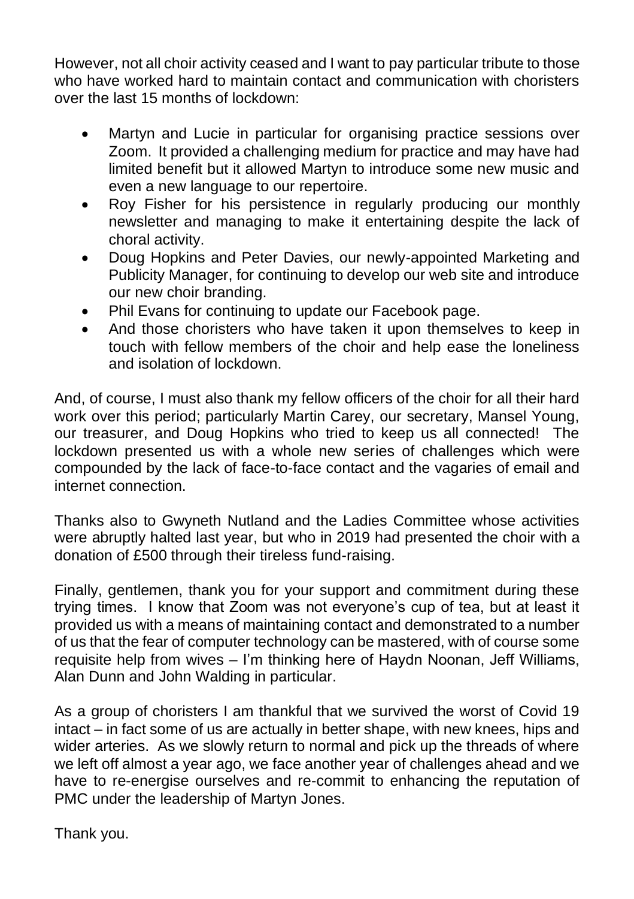However, not all choir activity ceased and I want to pay particular tribute to those who have worked hard to maintain contact and communication with choristers over the last 15 months of lockdown:

- Martyn and Lucie in particular for organising practice sessions over Zoom. It provided a challenging medium for practice and may have had limited benefit but it allowed Martyn to introduce some new music and even a new language to our repertoire.
- Roy Fisher for his persistence in regularly producing our monthly newsletter and managing to make it entertaining despite the lack of choral activity.
- Doug Hopkins and Peter Davies, our newly-appointed Marketing and Publicity Manager, for continuing to develop our web site and introduce our new choir branding.
- Phil Evans for continuing to update our Facebook page.
- And those choristers who have taken it upon themselves to keep in touch with fellow members of the choir and help ease the loneliness and isolation of lockdown.

And, of course, I must also thank my fellow officers of the choir for all their hard work over this period; particularly Martin Carey, our secretary, Mansel Young, our treasurer, and Doug Hopkins who tried to keep us all connected! The lockdown presented us with a whole new series of challenges which were compounded by the lack of face-to-face contact and the vagaries of email and internet connection.

Thanks also to Gwyneth Nutland and the Ladies Committee whose activities were abruptly halted last year, but who in 2019 had presented the choir with a donation of £500 through their tireless fund-raising.

Finally, gentlemen, thank you for your support and commitment during these trying times. I know that Zoom was not everyone's cup of tea, but at least it provided us with a means of maintaining contact and demonstrated to a number of us that the fear of computer technology can be mastered, with of course some requisite help from wives – I'm thinking here of Haydn Noonan, Jeff Williams, Alan Dunn and John Walding in particular.

As a group of choristers I am thankful that we survived the worst of Covid 19 intact – in fact some of us are actually in better shape, with new knees, hips and wider arteries. As we slowly return to normal and pick up the threads of where we left off almost a year ago, we face another year of challenges ahead and we have to re-energise ourselves and re-commit to enhancing the reputation of PMC under the leadership of Martyn Jones.

Thank you.